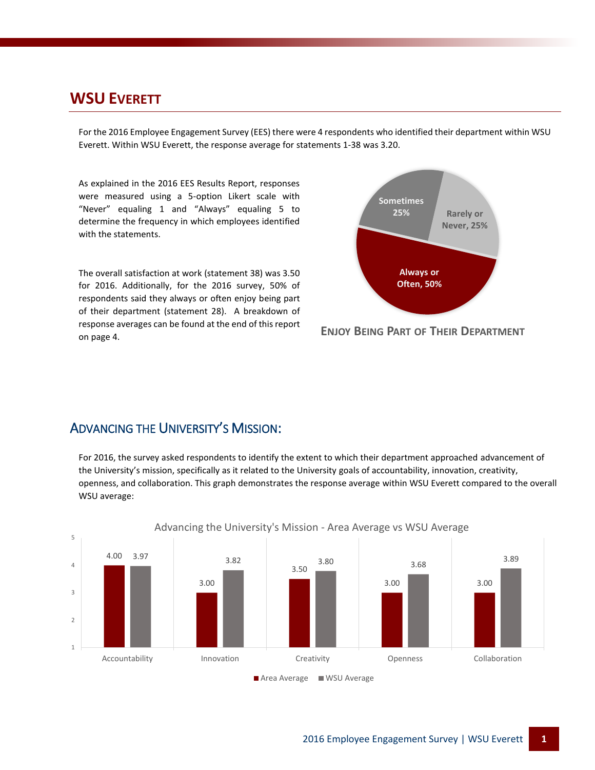# WSU Everett

For the 2016 Employee Engagement Survey (EES) there were 4 respondents who identified their department within WSU Everett. Within WSU Everett, the response average for statements 1-38 was 3.20.

As explained in the 2016 EES Results Report, responses were measured using a 5-option Likert scale with "Never" equaling 1 and "Always" equaling 5 to determine the frequency in which employees identified with the statements.

The overall satisfaction at work (statement 38) was 3.50 for 2016. Additionally, for the 2016 survey, 50% of respondents said they always or often enjoy being part of their department (statement 28). A breakdown of response averages can be found at the end of this report on page 4.

| Response | Percentage |
| --- | --- |
| Always or Often | 50% |
| Sometimes | 25% |
| Rarely or Never | 25% |

**Enjoy Being Part of Their Department**

## Advancing the University's Mission:

For 2016, the survey asked respondents to identify the extent to which their department approached advancement of the University's mission, specifically as it related to the University goals of accountability, innovation, creativity, openness, and collaboration. This graph demonstrates the response average within WSU Everett compared to the overall WSU average:

**Advancing the University's Mission - Area Average vs WSU Average**

| | Area Average | WSU Average |
| --- | --- | --- |
| Accountability | 4.00 | 3.97 |
| Innovation | 3.00 | 3.82 |
| Creativity | 3.50 | 3.80 |
| Openness | 3.00 | 3.68 |
| Collaboration | 3.00 | 3.89 |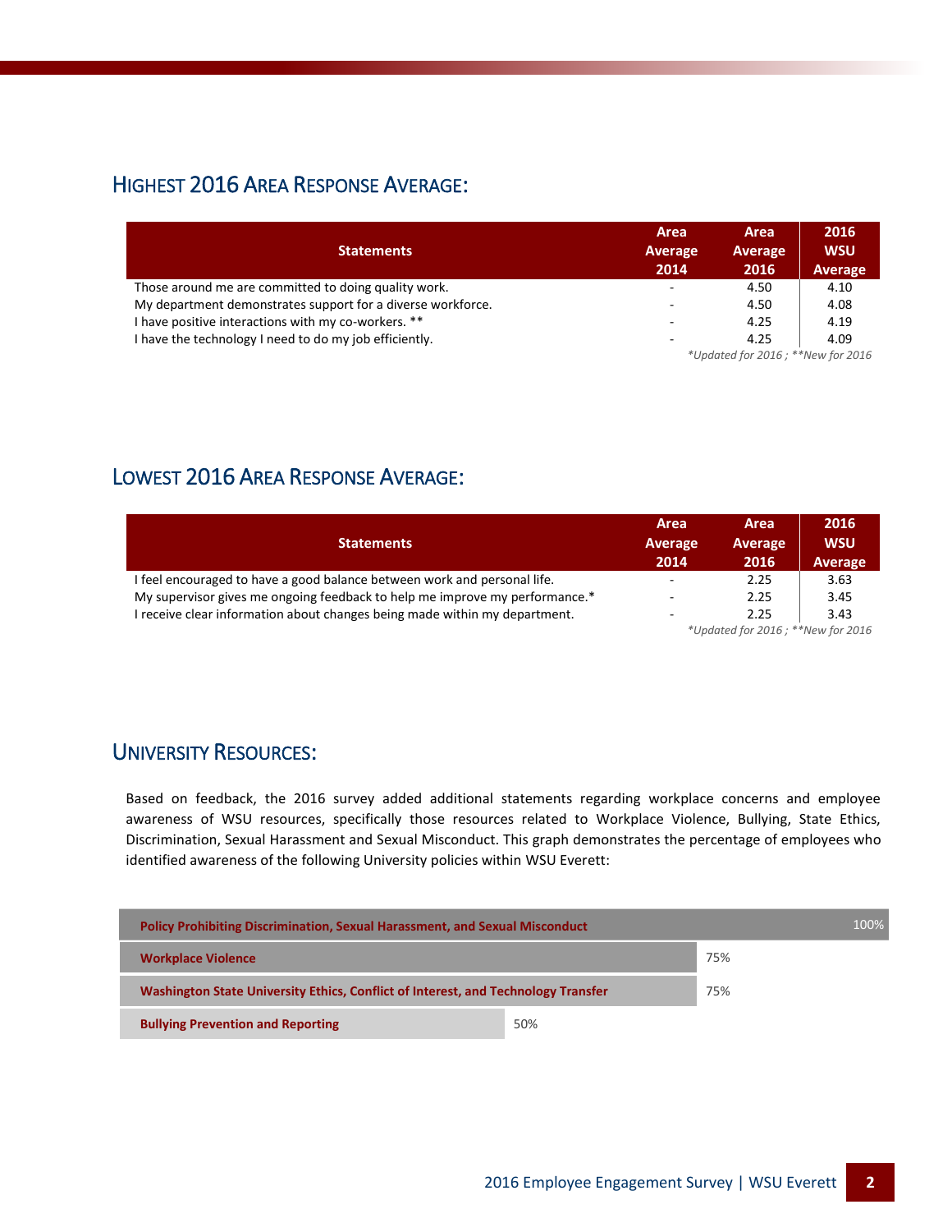## Highest 2016 Area Response Average:

| Statements | Area Average 2014 | Area Average 2016 | 2016 WSU Average |
|---|---|---|---|
| Those around me are committed to doing quality work. | - | 4.50 | 4.10 |
| My department demonstrates support for a diverse workforce. | - | 4.50 | 4.08 |
| I have positive interactions with my co-workers. ** | - | 4.25 | 4.19 |
| I have the technology I need to do my job efficiently. | - | 4.25 | 4.09 |

*\*Updated for 2016 ; \*\*New for 2016*

## Lowest 2016 Area Response Average:

| Statements | Area Average 2014 | Area Average 2016 | 2016 WSU Average |
|---|---|---|---|
| I feel encouraged to have a good balance between work and personal life. | - | 2.25 | 3.63 |
| My supervisor gives me ongoing feedback to help me improve my performance.* | - | 2.25 | 3.45 |
| I receive clear information about changes being made within my department. | - | 2.25 | 3.43 |

*\*Updated for 2016 ; \*\*New for 2016*

## University Resources:

Based on feedback, the 2016 survey added additional statements regarding workplace concerns and employee awareness of WSU resources, specifically those resources related to Workplace Violence, Bullying, State Ethics, Discrimination, Sexual Harassment and Sexual Misconduct. This graph demonstrates the percentage of employees who identified awareness of the following University policies within WSU Everett:

| Policy | Awareness |
|---|---|
| Policy Prohibiting Discrimination, Sexual Harassment, and Sexual Misconduct | 100% |
| Workplace Violence | 75% |
| Washington State University Ethics, Conflict of Interest, and Technology Transfer | 75% |
| Bullying Prevention and Reporting | 50% |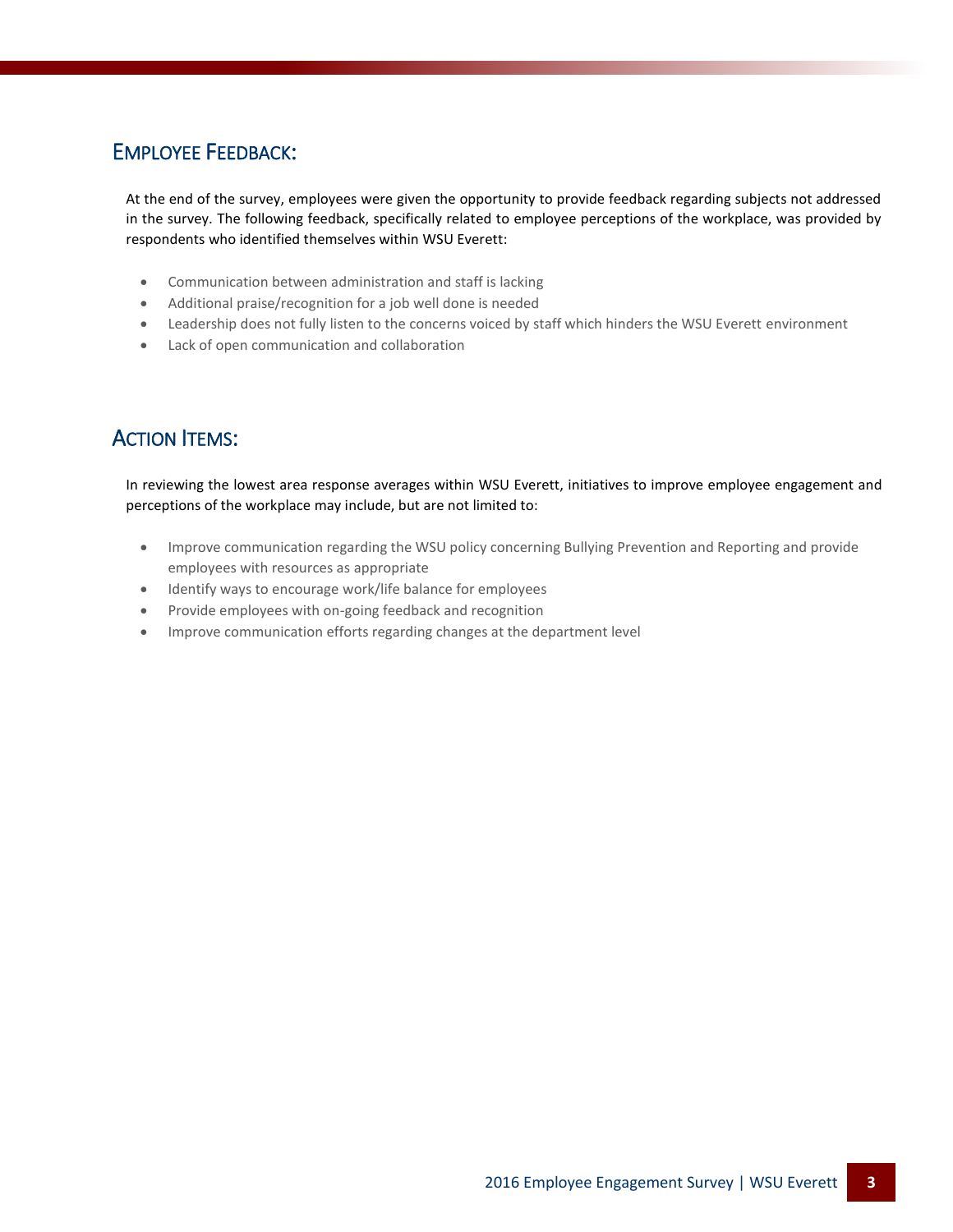## Employee Feedback:

At the end of the survey, employees were given the opportunity to provide feedback regarding subjects not addressed in the survey. The following feedback, specifically related to employee perceptions of the workplace, was provided by respondents who identified themselves within WSU Everett:

- Communication between administration and staff is lacking
- Additional praise/recognition for a job well done is needed
- Leadership does not fully listen to the concerns voiced by staff which hinders the WSU Everett environment
- Lack of open communication and collaboration

## Action Items:

In reviewing the lowest area response averages within WSU Everett, initiatives to improve employee engagement and perceptions of the workplace may include, but are not limited to:

- Improve communication regarding the WSU policy concerning Bullying Prevention and Reporting and provide employees with resources as appropriate
- Identify ways to encourage work/life balance for employees
- Provide employees with on-going feedback and recognition
- Improve communication efforts regarding changes at the department level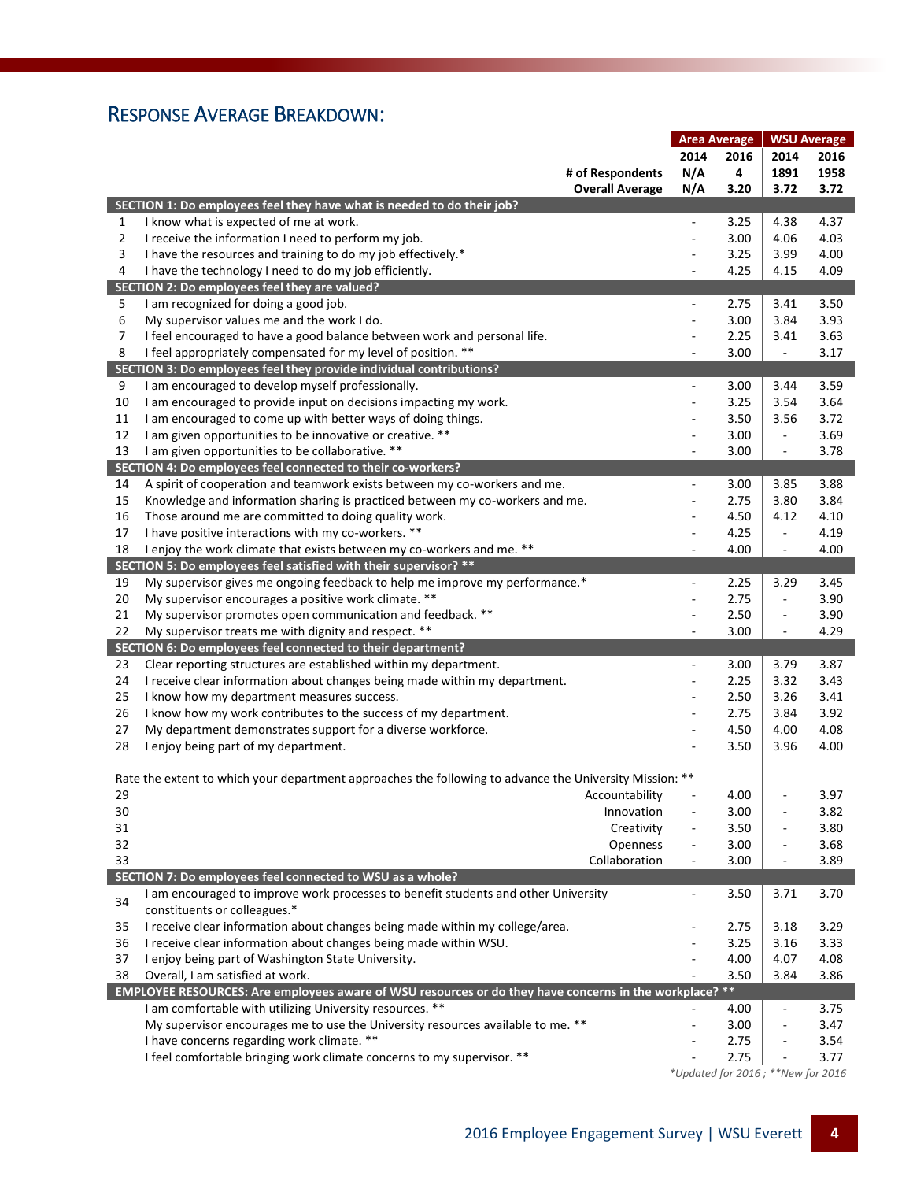## RESPONSE AVERAGE BREAKDOWN:

| | | Area Average | | WSU Average | |
|---|---|---|---|---|---|
| | | 2014 | 2016 | 2014 | 2016 |
| | # of Respondents | N/A | 4 | 1891 | 1958 |
| | Overall Average | N/A | 3.20 | 3.72 | 3.72 |
| **SECTION 1: Do employees feel they have what is needed to do their job?** | | | | | |
| 1 | I know what is expected of me at work. | - | 3.25 | 4.38 | 4.37 |
| 2 | I receive the information I need to perform my job. | - | 3.00 | 4.06 | 4.03 |
| 3 | I have the resources and training to do my job effectively.* | - | 3.25 | 3.99 | 4.00 |
| 4 | I have the technology I need to do my job efficiently. | - | 4.25 | 4.15 | 4.09 |
| **SECTION 2: Do employees feel they are valued?** | | | | | |
| 5 | I am recognized for doing a good job. | - | 2.75 | 3.41 | 3.50 |
| 6 | My supervisor values me and the work I do. | - | 3.00 | 3.84 | 3.93 |
| 7 | I feel encouraged to have a good balance between work and personal life. | - | 2.25 | 3.41 | 3.63 |
| 8 | I feel appropriately compensated for my level of position. ** | - | 3.00 | - | 3.17 |
| **SECTION 3: Do employees feel they provide individual contributions?** | | | | | |
| 9 | I am encouraged to develop myself professionally. | - | 3.00 | 3.44 | 3.59 |
| 10 | I am encouraged to provide input on decisions impacting my work. | - | 3.25 | 3.54 | 3.64 |
| 11 | I am encouraged to come up with better ways of doing things. | - | 3.50 | 3.56 | 3.72 |
| 12 | I am given opportunities to be innovative or creative. ** | - | 3.00 | - | 3.69 |
| 13 | I am given opportunities to be collaborative. ** | - | 3.00 | - | 3.78 |
| **SECTION 4: Do employees feel connected to their co-workers?** | | | | | |
| 14 | A spirit of cooperation and teamwork exists between my co-workers and me. | - | 3.00 | 3.85 | 3.88 |
| 15 | Knowledge and information sharing is practiced between my co-workers and me. | - | 2.75 | 3.80 | 3.84 |
| 16 | Those around me are committed to doing quality work. | - | 4.50 | 4.12 | 4.10 |
| 17 | I have positive interactions with my co-workers. ** | - | 4.25 | - | 4.19 |
| 18 | I enjoy the work climate that exists between my co-workers and me. ** | - | 4.00 | - | 4.00 |
| **SECTION 5: Do employees feel satisfied with their supervisor? ** ** | | | | | |
| 19 | My supervisor gives me ongoing feedback to help me improve my performance.* | - | 2.25 | 3.29 | 3.45 |
| 20 | My supervisor encourages a positive work climate. ** | - | 2.75 | - | 3.90 |
| 21 | My supervisor promotes open communication and feedback. ** | - | 2.50 | - | 3.90 |
| 22 | My supervisor treats me with dignity and respect. ** | - | 3.00 | - | 4.29 |
| **SECTION 6: Do employees feel connected to their department?** | | | | | |
| 23 | Clear reporting structures are established within my department. | - | 3.00 | 3.79 | 3.87 |
| 24 | I receive clear information about changes being made within my department. | - | 2.25 | 3.32 | 3.43 |
| 25 | I know how my department measures success. | - | 2.50 | 3.26 | 3.41 |
| 26 | I know how my work contributes to the success of my department. | - | 2.75 | 3.84 | 3.92 |
| 27 | My department demonstrates support for a diverse workforce. | - | 4.50 | 4.00 | 4.08 |
| 28 | I enjoy being part of my department. | - | 3.50 | 3.96 | 4.00 |
| | Rate the extent to which your department approaches the following to advance the University Mission: ** | | | | |
| 29 | Accountability | - | 4.00 | - | 3.97 |
| 30 | Innovation | - | 3.00 | - | 3.82 |
| 31 | Creativity | - | 3.50 | - | 3.80 |
| 32 | Openness | - | 3.00 | - | 3.68 |
| 33 | Collaboration | - | 3.00 | - | 3.89 |
| **SECTION 7: Do employees feel connected to WSU as a whole?** | | | | | |
| 34 | I am encouraged to improve work processes to benefit students and other University constituents or colleagues.* | - | 3.50 | 3.71 | 3.70 |
| 35 | I receive clear information about changes being made within my college/area. | - | 2.75 | 3.18 | 3.29 |
| 36 | I receive clear information about changes being made within WSU. | - | 3.25 | 3.16 | 3.33 |
| 37 | I enjoy being part of Washington State University. | - | 4.00 | 4.07 | 4.08 |
| 38 | Overall, I am satisfied at work. | - | 3.50 | 3.84 | 3.86 |
| **EMPLOYEE RESOURCES: Are employees aware of WSU resources or do they have concerns in the workplace? ** ** | | | | | |
| | I am comfortable with utilizing University resources. ** | - | 4.00 | - | 3.75 |
| | My supervisor encourages me to use the University resources available to me. ** | - | 3.00 | - | 3.47 |
| | I have concerns regarding work climate. ** | - | 2.75 | - | 3.54 |
| | I feel comfortable bringing work climate concerns to my supervisor. ** | - | 2.75 | - | 3.77 |

*Updated for 2016 ; **New for 2016